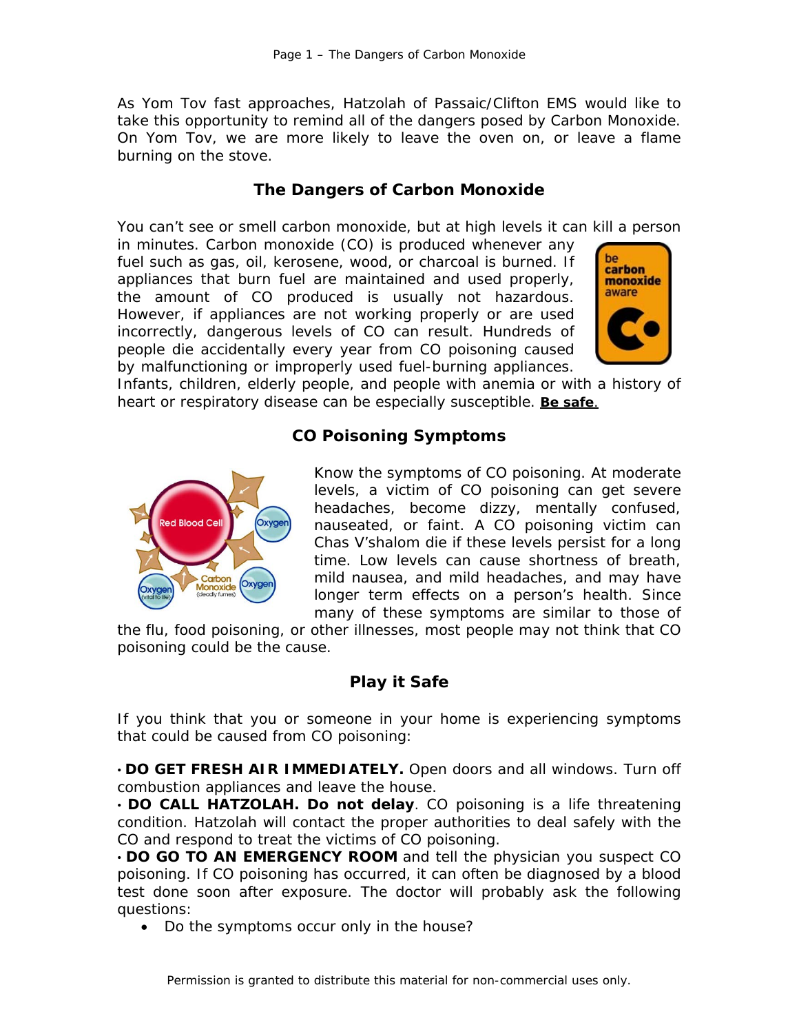As Yom Tov fast approaches, Hatzolah of Passaic/Clifton EMS would like to take this opportunity to remind all of the dangers posed by Carbon Monoxide. On Yom Tov, we are more likely to leave the oven on, or leave a flame burning on the stove.

## The Dangers of Carbon Monoxide

You can't see or smell carbon monoxide, but at high levels it can kill a person in minutes. Carbon monoxide (CO) is produced whenever any fuel such as gas, oil, kerosene, wood, or charcoal is burned. If appliances that burn fuel are maintained and used properly, the amount of CO produced is usually not hazardous. However, if appliances are not working properly or are used incorrectly, dangerous levels of CO can result. Hundreds of people die accidentally every year from CO poisoning caused by malfunctioning or improperly used fuel-burning appliances. Infants, children, elderly people, and people with anemia or with a history of heart or respiratory disease can be especially susceptible. **Be safe**.

## CO Poisoning Symptoms

Know the symptoms of CO poisoning. At moderate levels, a victim of CO poisoning can get severe headaches, become dizzy, mentally confused, nauseated, or faint. A CO poisoning victim can Chas V'shalom die if these levels persist for a long time. Low levels can cause shortness of breath, mild nausea, and mild headaches, and may have longer term effects on a person's health. Since many of these symptoms are similar to those of the flu, food poisoning, or other illnesses, most people may not think that CO poisoning could be the cause.

## Play it Safe

If you think that you or someone in your home is experiencing symptoms that could be caused from CO poisoning:

- **DO GET FRESH AIR IMMEDIATELY.** Open doors and all windows. Turn off combustion appliances and leave the house.
- **DO CALL HATZOLAH. Do not delay**. CO poisoning is a life threatening condition. Hatzolah will contact the proper authorities to deal safely with the CO and respond to treat the victims of CO poisoning.
- **DO GO TO AN EMERGENCY ROOM** and tell the physician you suspect CO poisoning. If CO poisoning has occurred, it can often be diagnosed by a blood test done soon after exposure. The doctor will probably ask the following questions:
  - Do the symptoms occur only in the house?

Permission is granted to distribute this material for non-commercial uses only.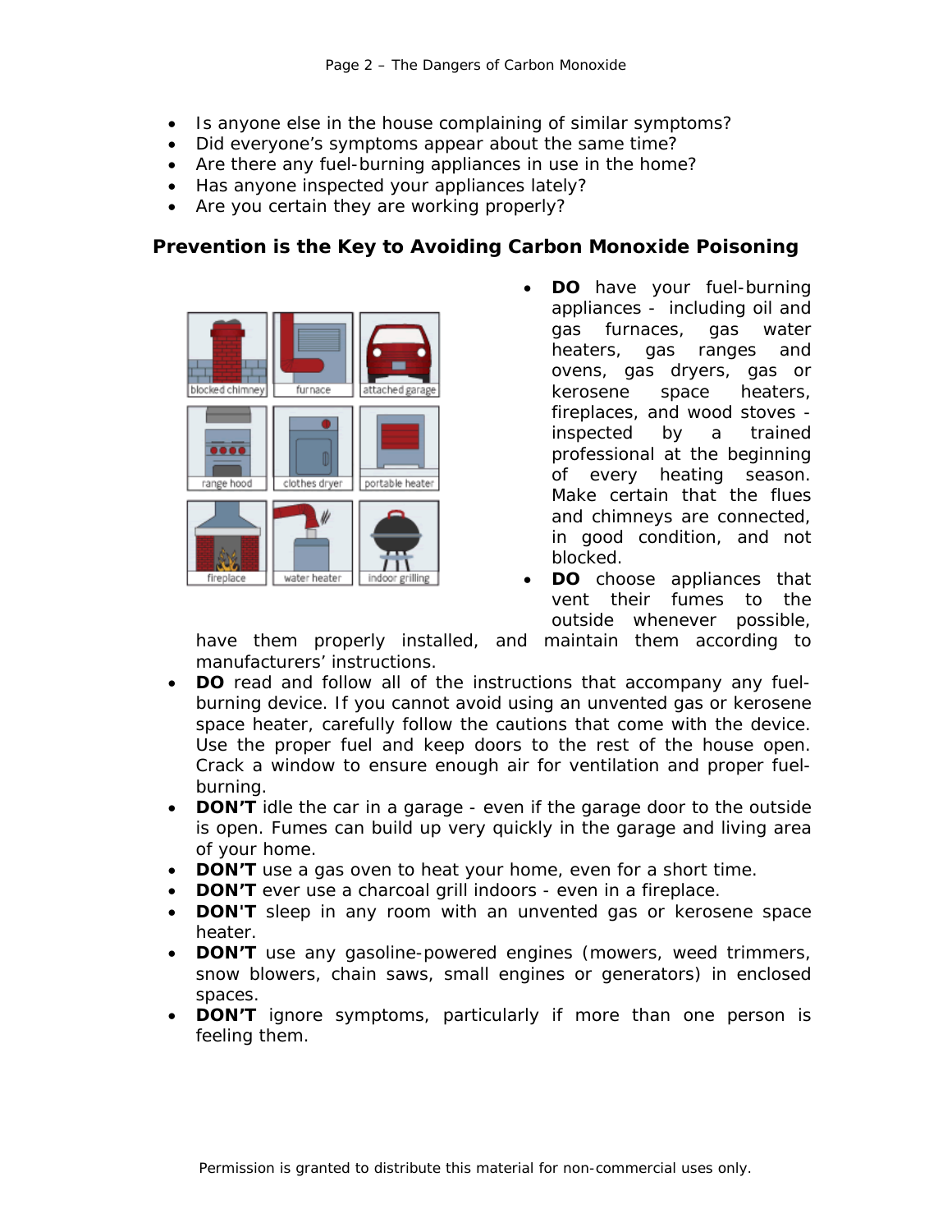- Is anyone else in the house complaining of similar symptoms?
- Did everyone's symptoms appear about the same time?
- Are there any fuel-burning appliances in use in the home?
- Has anyone inspected your appliances lately?
- Are you certain they are working properly?

## Prevention is the Key to Avoiding Carbon Monoxide Poisoning

- **DO** have your fuel-burning appliances - including oil and gas furnaces, gas water heaters, gas ranges and ovens, gas dryers, gas or kerosene space heaters, fireplaces, and wood stoves - inspected by a trained professional at the beginning of every heating season. Make certain that the flues and chimneys are connected, in good condition, and not blocked.
- **DO** choose appliances that vent their fumes to the outside whenever possible, have them properly installed, and maintain them according to manufacturers' instructions.
- **DO** read and follow all of the instructions that accompany any fuel-burning device. If you cannot avoid using an unvented gas or kerosene space heater, carefully follow the cautions that come with the device. Use the proper fuel and keep doors to the rest of the house open. Crack a window to ensure enough air for ventilation and proper fuel-burning.
- **DON'T** idle the car in a garage - even if the garage door to the outside is open. Fumes can build up very quickly in the garage and living area of your home.
- **DON'T** use a gas oven to heat your home, even for a short time.
- **DON'T** ever use a charcoal grill indoors - even in a fireplace.
- **DON'T** sleep in any room with an unvented gas or kerosene space heater.
- **DON'T** use any gasoline-powered engines (mowers, weed trimmers, snow blowers, chain saws, small engines or generators) in enclosed spaces.
- **DON'T** ignore symptoms, particularly if more than one person is feeling them.

Permission is granted to distribute this material for non-commercial uses only.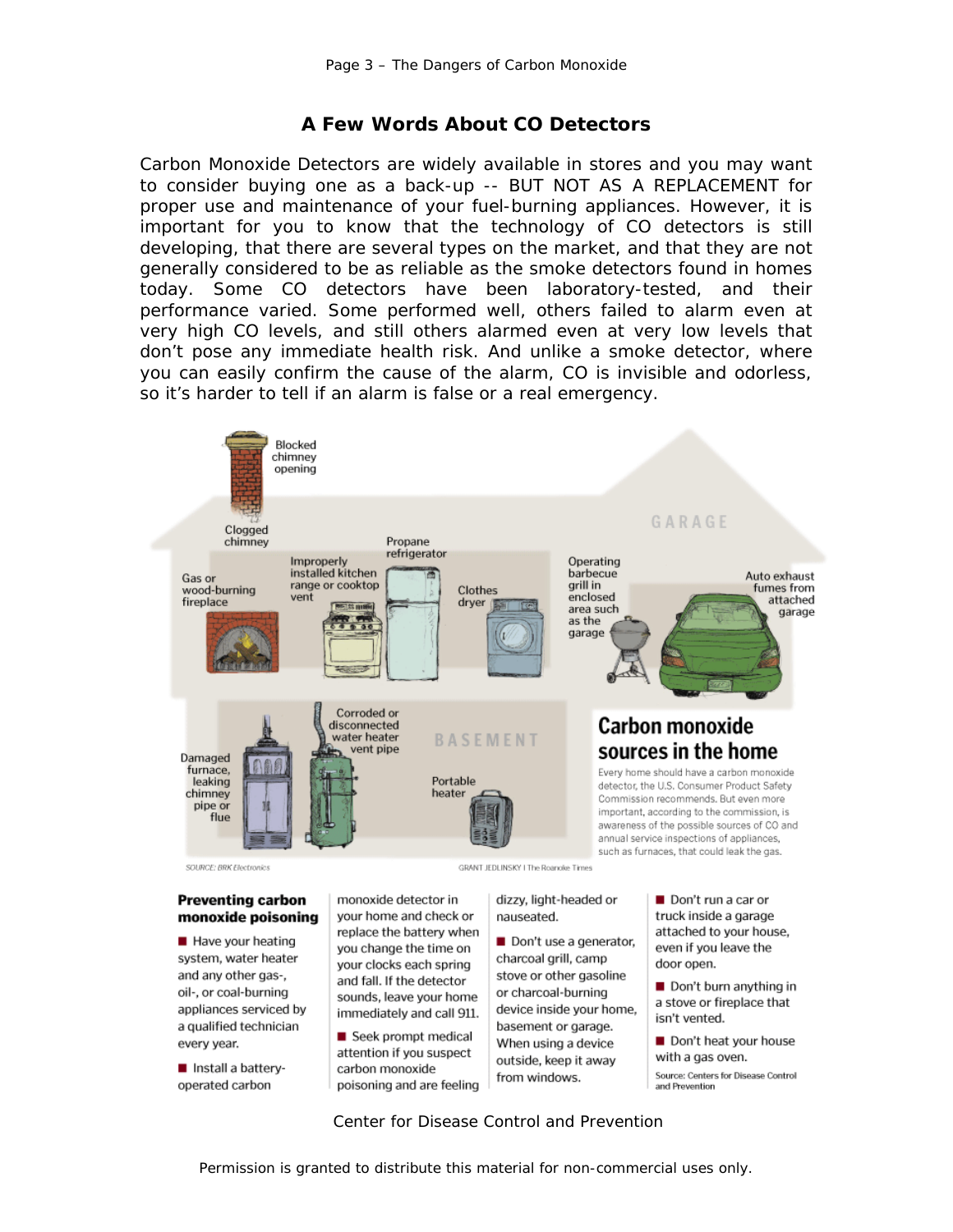## A Few Words About CO Detectors

Carbon Monoxide Detectors are widely available in stores and you may want to consider buying one as a back-up -- BUT NOT AS A REPLACEMENT for proper use and maintenance of your fuel-burning appliances. However, it is important for you to know that the technology of CO detectors is still developing, that there are several types on the market, and that they are not generally considered to be as reliable as the smoke detectors found in homes today. Some CO detectors have been laboratory-tested, and their performance varied. Some performed well, others failed to alarm even at very high CO levels, and still others alarmed even at very low levels that don't pose any immediate health risk. And unlike a smoke detector, where you can easily confirm the cause of the alarm, CO is invisible and odorless, so it's harder to tell if an alarm is false or a real emergency.

Blocked chimney opening

Clogged chimney

Gas or wood-burning fireplace

Improperly installed kitchen range or cooktop vent

Propane refrigerator

Clothes dryer

Operating barbecue grill in enclosed area such as the garage

GARAGE

Auto exhaust fumes from attached garage

Damaged furnace, leaking chimney pipe or flue

Corroded or disconnected water heater vent pipe

BASEMENT

Portable heater

### Carbon monoxide sources in the home

Every home should have a carbon monoxide detector, the U.S. Consumer Product Safety Commission recommends. But even more important, according to the commission, is awareness of the possible sources of CO and annual service inspections of appliances, such as furnaces, that could leak the gas.

SOURCE: BRK Electronics

GRANT JEDLINSKY | The Roanoke Times

### Preventing carbon monoxide poisoning

- Have your heating system, water heater and any other gas-, oil-, or coal-burning appliances serviced by a qualified technician every year.
- Install a battery-operated carbon monoxide detector in your home and check or replace the battery when you change the time on your clocks each spring and fall. If the detector sounds, leave your home immediately and call 911.
- Seek prompt medical attention if you suspect carbon monoxide poisoning and are feeling dizzy, light-headed or nauseated.
- Don't use a generator, charcoal grill, camp stove or other gasoline or charcoal-burning device inside your home, basement or garage. When using a device outside, keep it away from windows.
- Don't run a car or truck inside a garage attached to your house, even if you leave the door open.
- Don't burn anything in a stove or fireplace that isn't vented.
- Don't heat your house with a gas oven.

Source: Centers for Disease Control and Prevention

Center for Disease Control and Prevention

Permission is granted to distribute this material for non-commercial uses only.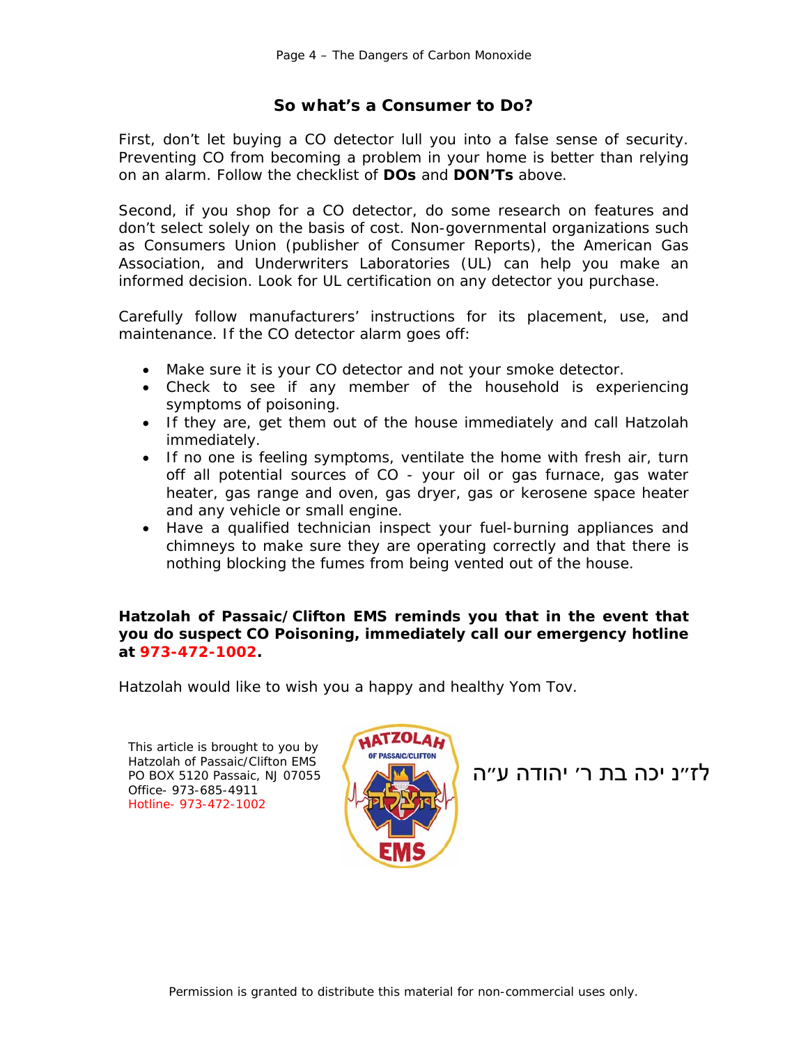## So what's a Consumer to Do?

First, don't let buying a CO detector lull you into a false sense of security. Preventing CO from becoming a problem in your home is better than relying on an alarm. Follow the checklist of **DOs** and **DON'Ts** above.

Second, if you shop for a CO detector, do some research on features and don't select solely on the basis of cost. Non-governmental organizations such as Consumers Union (publisher of Consumer Reports), the American Gas Association, and Underwriters Laboratories (UL) can help you make an informed decision. Look for UL certification on any detector you purchase.

Carefully follow manufacturers' instructions for its placement, use, and maintenance. If the CO detector alarm goes off:

- Make sure it is your CO detector and not your smoke detector.
- Check to see if any member of the household is experiencing symptoms of poisoning.
- If they are, get them out of the house immediately and call Hatzolah immediately.
- If no one is feeling symptoms, ventilate the home with fresh air, turn off all potential sources of CO - your oil or gas furnace, gas water heater, gas range and oven, gas dryer, gas or kerosene space heater and any vehicle or small engine.
- Have a qualified technician inspect your fuel-burning appliances and chimneys to make sure they are operating correctly and that there is nothing blocking the fumes from being vented out of the house.

**Hatzolah of Passaic/Clifton EMS reminds you that in the event that you do suspect CO Poisoning, immediately call our emergency hotline at 973-472-1002.**

Hatzolah would like to wish you a happy and healthy Yom Tov.

This article is brought to you by
Hatzolah of Passaic/Clifton EMS
PO BOX 5120 Passaic, NJ 07055
Office- 973-685-4911
Hotline- 973-472-1002

HATZOLAH OF PASSAIC/CLIFTON הצלה EMS

לז"נ יכה בת ר' יהודה ע"ה

Permission is granted to distribute this material for non-commercial uses only.